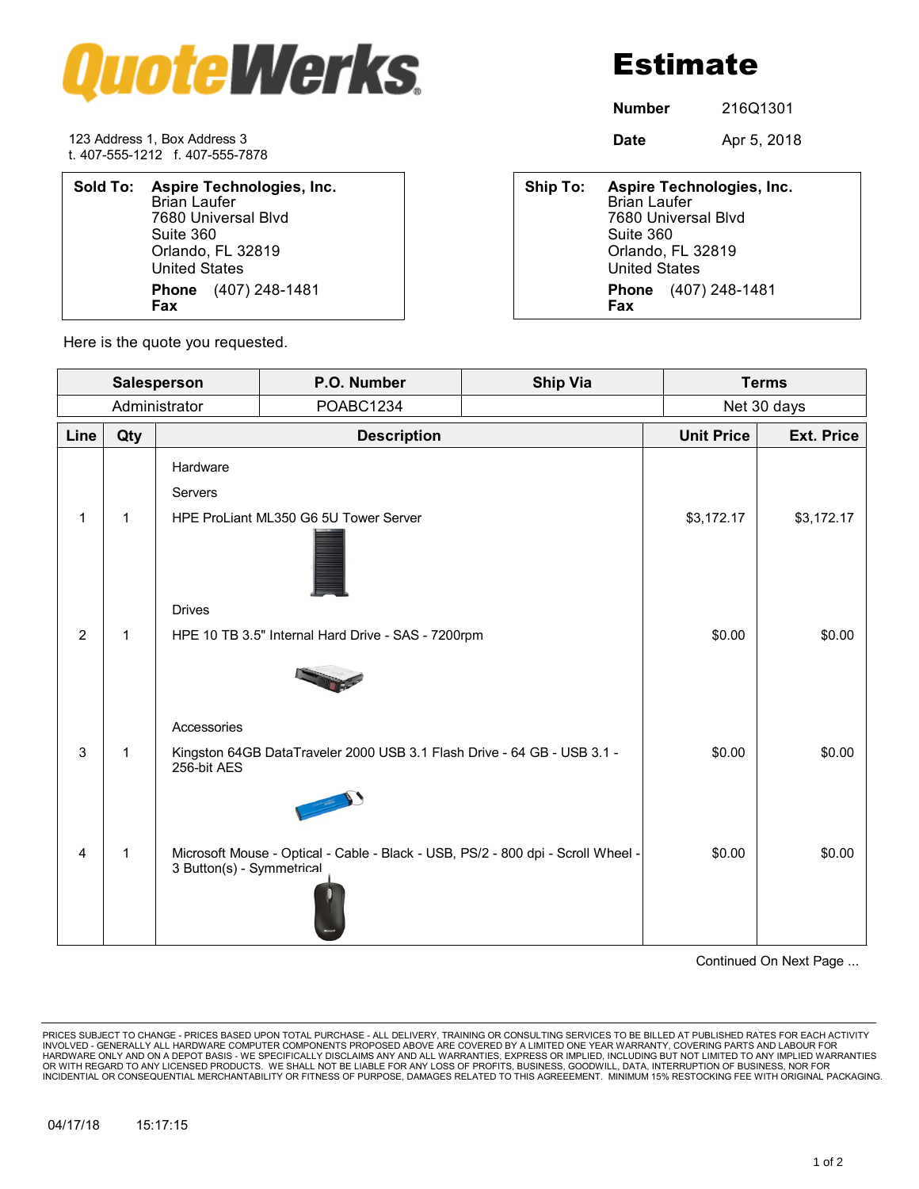# QuoteWerks

# Estimate

**Number** 216Q1301

**Date** Apr 5, 2018

123 Address 1, Box Address 3
t. 407-555-1212 f. 407-555-7878

**Sold To:** **Aspire Technologies, Inc.**
Brian Laufer
7680 Universal Blvd
Suite 360
Orlando, FL 32819
United States
**Phone** (407) 248-1481
**Fax**

**Ship To:** **Aspire Technologies, Inc.**
Brian Laufer
7680 Universal Blvd
Suite 360
Orlando, FL 32819
United States
**Phone** (407) 248-1481
**Fax**

Here is the quote you requested.

| Salesperson | P.O. Number | Ship Via | Terms |
|---|---|---|---|
| Administrator | POABC1234 | | Net 30 days |

| Line | Qty | Description | Unit Price | Ext. Price |
|---|---|---|---|---|
| | | Hardware | | |
| | | Servers | | |
| 1 | 1 | HPE ProLiant ML350 G6 5U Tower Server | $3,172.17 | $3,172.17 |
| | | Drives | | |
| 2 | 1 | HPE 10 TB 3.5" Internal Hard Drive - SAS - 7200rpm | $0.00 | $0.00 |
| | | Accessories | | |
| 3 | 1 | Kingston 64GB DataTraveler 2000 USB 3.1 Flash Drive - 64 GB - USB 3.1 - 256-bit AES | $0.00 | $0.00 |
| 4 | 1 | Microsoft Mouse - Optical - Cable - Black - USB, PS/2 - 800 dpi - Scroll Wheel - 3 Button(s) - Symmetrical | $0.00 | $0.00 |

Continued On Next Page ...

PRICES SUBJECT TO CHANGE - PRICES BASED UPON TOTAL PURCHASE - ALL DELIVERY, TRAINING OR CONSULTING SERVICES TO BE BILLED AT PUBLISHED RATES FOR EACH ACTIVITY INVOLVED - GENERALLY ALL HARDWARE COMPUTER COMPONENTS PROPOSED ABOVE ARE COVERED BY A LIMITED ONE YEAR WARRANTY, COVERING PARTS AND LABOUR FOR HARDWARE ONLY AND ON A DEPOT BASIS - WE SPECIFICALLY DISCLAIMS ANY AND ALL WARRANTIES, EXPRESS OR IMPLIED, INCLUDING BUT NOT LIMITED TO ANY IMPLIED WARRANTIES OR WITH REGARD TO ANY LICENSED PRODUCTS. WE SHALL NOT BE LIABLE FOR ANY LOSS OF PROFITS, BUSINESS, GOODWILL, DATA, INTERRUPTION OF BUSINESS, NOR FOR INCIDENTIAL OR CONSEQUENTIAL MERCHANTABILITY OR FITNESS OF PURPOSE, DAMAGES RELATED TO THIS AGREEEMENT. MINIMUM 15% RESTOCKING FEE WITH ORIGINAL PACKAGING.

04/17/18 15:17:15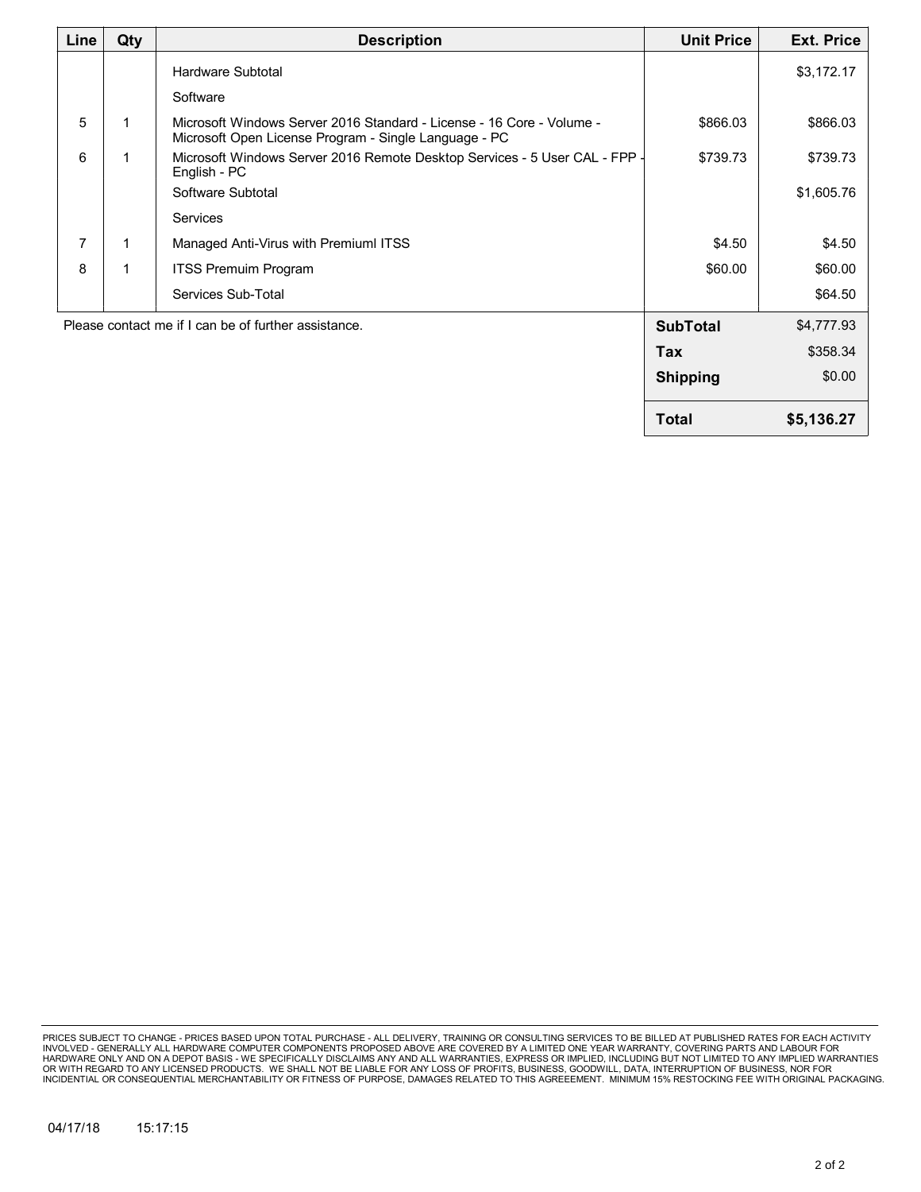| Line | Qty | Description | Unit Price | Ext. Price |
|---|---|---|---|---|
| | | Hardware Subtotal | | $3,172.17 |
| | | Software | | |
| 5 | 1 | Microsoft Windows Server 2016 Standard - License - 16 Core - Volume - Microsoft Open License Program - Single Language - PC | $866.03 | $866.03 |
| 6 | 1 | Microsoft Windows Server 2016 Remote Desktop Services - 5 User CAL - FPP - English - PC | $739.73 | $739.73 |
| | | Software Subtotal | | $1,605.76 |
| | | Services | | |
| 7 | 1 | Managed Anti-Virus with Premiuml ITSS | $4.50 | $4.50 |
| 8 | 1 | ITSS Premuim Program | $60.00 | $60.00 |
| | | Services Sub-Total | | $64.50 |

Please contact me if I can be of further assistance.

| | |
|---|---|
| **SubTotal** | $4,777.93 |
| **Tax** | $358.34 |
| **Shipping** | $0.00 |
| **Total** | **$5,136.27** |

PRICES SUBJECT TO CHANGE - PRICES BASED UPON TOTAL PURCHASE - ALL DELIVERY, TRAINING OR CONSULTING SERVICES TO BE BILLED AT PUBLISHED RATES FOR EACH ACTIVITY INVOLVED - GENERALLY ALL HARDWARE COMPUTER COMPONENTS PROPOSED ABOVE ARE COVERED BY A LIMITED ONE YEAR WARRANTY, COVERING PARTS AND LABOUR FOR HARDWARE ONLY AND ON A DEPOT BASIS - WE SPECIFICALLY DISCLAIMS ANY AND ALL WARRANTIES, EXPRESS OR IMPLIED, INCLUDING BUT NOT LIMITED TO ANY IMPLIED WARRANTIES OR WITH REGARD TO ANY LICENSED PRODUCTS. WE SHALL NOT BE LIABLE FOR ANY LOSS OF PROFITS, BUSINESS, GOODWILL, DATA, INTERRUPTION OF BUSINESS, NOR FOR INCIDENTIAL OR CONSEQUENTIAL MERCHANTABILITY OR FITNESS OF PURPOSE, DAMAGES RELATED TO THIS AGREEEMENT. MINIMUM 15% RESTOCKING FEE WITH ORIGINAL PACKAGING.

04/17/18 15:17:15